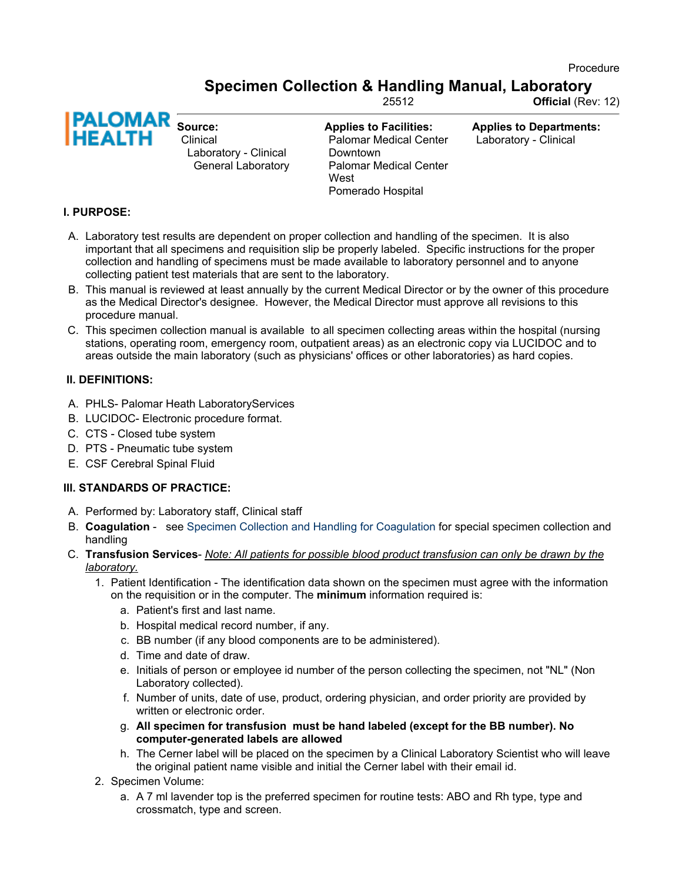Procedure

# Specimen Collection & Handling Manual, Laboratory

25512 **Official** (Rev: 12)

PALOMAR HEALTH

**Source:**
Clinical
Laboratory - Clinical
General Laboratory

**Applies to Facilities:**
Palomar Medical Center Downtown
Palomar Medical Center West
Pomerado Hospital

**Applies to Departments:**
Laboratory - Clinical

## I. PURPOSE:

A. Laboratory test results are dependent on proper collection and handling of the specimen. It is also important that all specimens and requisition slip be properly labeled. Specific instructions for the proper collection and handling of specimens must be made available to laboratory personnel and to anyone collecting patient test materials that are sent to the laboratory.

B. This manual is reviewed at least annually by the current Medical Director or by the owner of this procedure as the Medical Director's designee. However, the Medical Director must approve all revisions to this procedure manual.

C. This specimen collection manual is available to all specimen collecting areas within the hospital (nursing stations, operating room, emergency room, outpatient areas) as an electronic copy via LUCIDOC and to areas outside the main laboratory (such as physicians' offices or other laboratories) as hard copies.

## II. DEFINITIONS:

A. PHLS- Palomar Heath LaboratoryServices
B. LUCIDOC- Electronic procedure format.
C. CTS - Closed tube system
D. PTS - Pneumatic tube system
E. CSF Cerebral Spinal Fluid

## III. STANDARDS OF PRACTICE:

A. Performed by: Laboratory staff, Clinical staff

B. **Coagulation** - see Specimen Collection and Handling for Coagulation for special specimen collection and handling

C. **Transfusion Services**- *Note: All patients for possible blood product transfusion can only be drawn by the laboratory.*

1. Patient Identification - The identification data shown on the specimen must agree with the information on the requisition or in the computer. The **minimum** information required is:
   a. Patient's first and last name.
   b. Hospital medical record number, if any.
   c. BB number (if any blood components are to be administered).
   d. Time and date of draw.
   e. Initials of person or employee id number of the person collecting the specimen, not "NL" (Non Laboratory collected).
   f. Number of units, date of use, product, ordering physician, and order priority are provided by written or electronic order.
   g. **All specimen for transfusion must be hand labeled (except for the BB number). No computer-generated labels are allowed**
   h. The Cerner label will be placed on the specimen by a Clinical Laboratory Scientist who will leave the original patient name visible and initial the Cerner label with their email id.

2. Specimen Volume:
   a. A 7 ml lavender top is the preferred specimen for routine tests: ABO and Rh type, type and crossmatch, type and screen.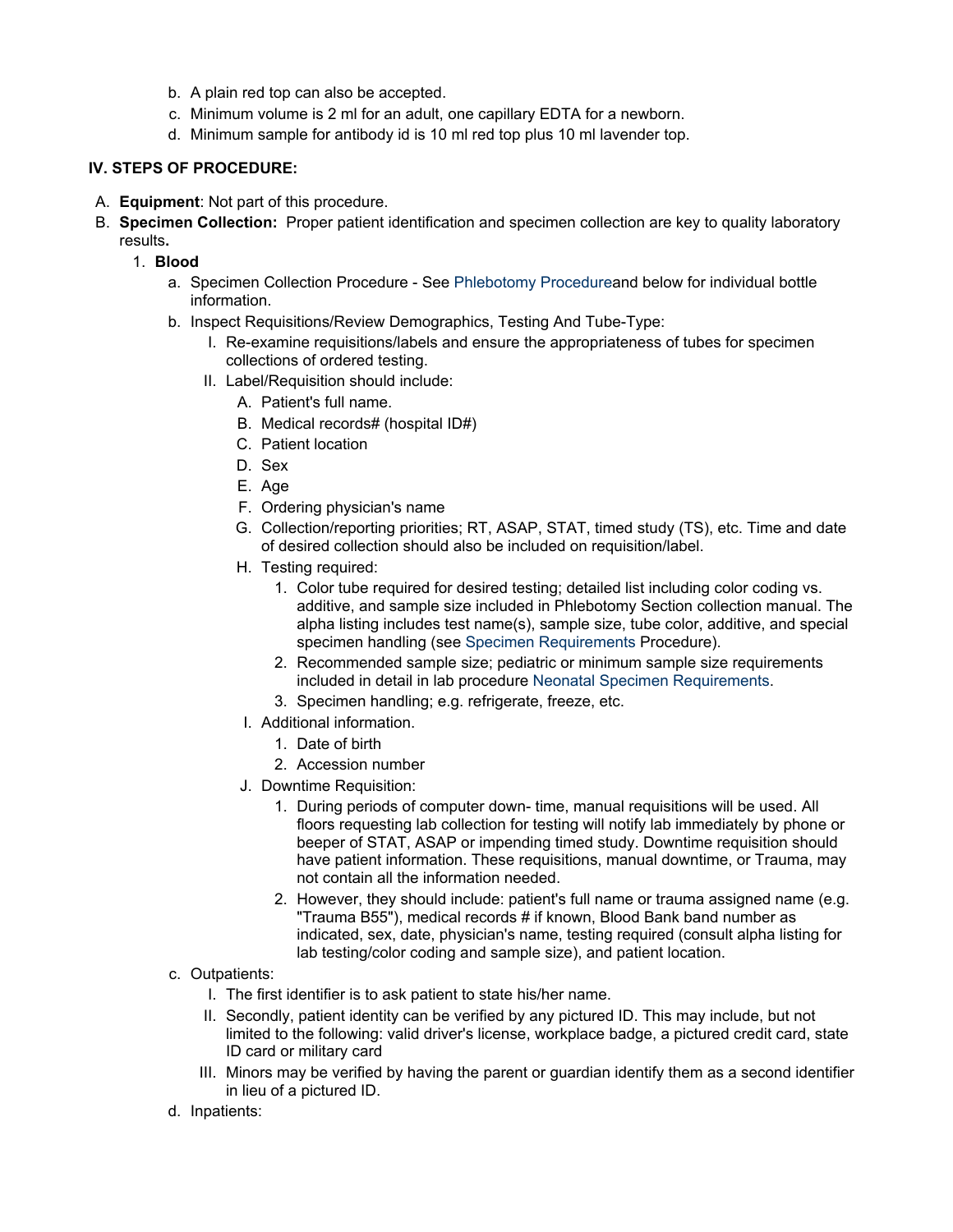b. A plain red top can also be accepted.
c. Minimum volume is 2 ml for an adult, one capillary EDTA for a newborn.
d. Minimum sample for antibody id is 10 ml red top plus 10 ml lavender top.

## IV. STEPS OF PROCEDURE:

A. **Equipment**: Not part of this procedure.

B. **Specimen Collection:** Proper patient identification and specimen collection are key to quality laboratory results**.**

1. **Blood**
    a. Specimen Collection Procedure - See Phlebotomy Procedureand below for individual bottle information.
    b. Inspect Requisitions/Review Demographics, Testing And Tube-Type:
        I. Re-examine requisitions/labels and ensure the appropriateness of tubes for specimen collections of ordered testing.
        II. Label/Requisition should include:
            A. Patient's full name.
            B. Medical records# (hospital ID#)
            C. Patient location
            D. Sex
            E. Age
            F. Ordering physician's name
            G. Collection/reporting priorities; RT, ASAP, STAT, timed study (TS), etc. Time and date of desired collection should also be included on requisition/label.
            H. Testing required:
                1. Color tube required for desired testing; detailed list including color coding vs. additive, and sample size included in Phlebotomy Section collection manual. The alpha listing includes test name(s), sample size, tube color, additive, and special specimen handling (see Specimen Requirements Procedure).
                2. Recommended sample size; pediatric or minimum sample size requirements included in detail in lab procedure Neonatal Specimen Requirements.
                3. Specimen handling; e.g. refrigerate, freeze, etc.
            I. Additional information.
                1. Date of birth
                2. Accession number
            J. Downtime Requisition:
                1. During periods of computer down- time, manual requisitions will be used. All floors requesting lab collection for testing will notify lab immediately by phone or beeper of STAT, ASAP or impending timed study. Downtime requisition should have patient information. These requisitions, manual downtime, or Trauma, may not contain all the information needed.
                2. However, they should include: patient's full name or trauma assigned name (e.g. "Trauma B55"), medical records # if known, Blood Bank band number as indicated, sex, date, physician's name, testing required (consult alpha listing for lab testing/color coding and sample size), and patient location.
    c. Outpatients:
        I. The first identifier is to ask patient to state his/her name.
        II. Secondly, patient identity can be verified by any pictured ID. This may include, but not limited to the following: valid driver's license, workplace badge, a pictured credit card, state ID card or military card
        III. Minors may be verified by having the parent or guardian identify them as a second identifier in lieu of a pictured ID.
    d. Inpatients: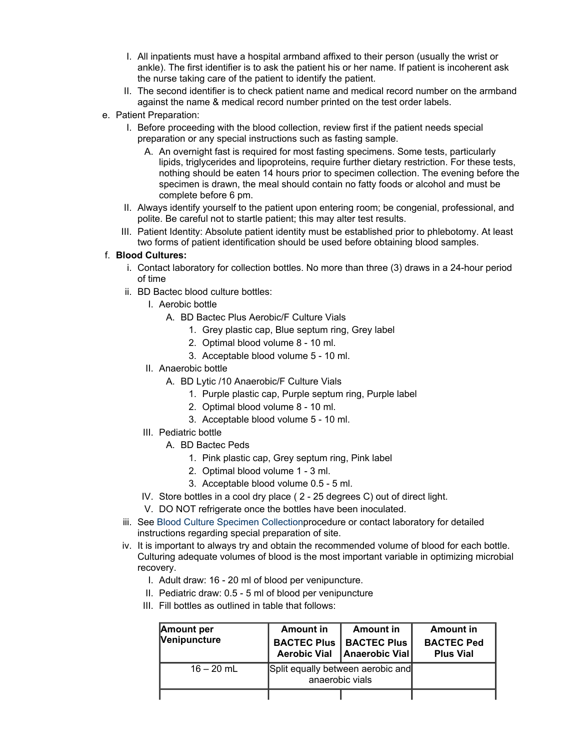I. All inpatients must have a hospital armband affixed to their person (usually the wrist or ankle). The first identifier is to ask the patient his or her name. If patient is incoherent ask the nurse taking care of the patient to identify the patient.

II. The second identifier is to check patient name and medical record number on the armband against the name & medical record number printed on the test order labels.

e. Patient Preparation:

I. Before proceeding with the blood collection, review first if the patient needs special preparation or any special instructions such as fasting sample.

A. An overnight fast is required for most fasting specimens. Some tests, particularly lipids, triglycerides and lipoproteins, require further dietary restriction. For these tests, nothing should be eaten 14 hours prior to specimen collection. The evening before the specimen is drawn, the meal should contain no fatty foods or alcohol and must be complete before 6 pm.

II. Always identify yourself to the patient upon entering room; be congenial, professional, and polite. Be careful not to startle patient; this may alter test results.

III. Patient Identity: Absolute patient identity must be established prior to phlebotomy. At least two forms of patient identification should be used before obtaining blood samples.

f. **Blood Cultures:**

i. Contact laboratory for collection bottles. No more than three (3) draws in a 24-hour period of time

ii. BD Bactec blood culture bottles:

I. Aerobic bottle

A. BD Bactec Plus Aerobic/F Culture Vials

1. Grey plastic cap, Blue septum ring, Grey label
2. Optimal blood volume 8 - 10 ml.
3. Acceptable blood volume 5 - 10 ml.

II. Anaerobic bottle

A. BD Lytic /10 Anaerobic/F Culture Vials

1. Purple plastic cap, Purple septum ring, Purple label
2. Optimal blood volume 8 - 10 ml.
3. Acceptable blood volume 5 - 10 ml.

III. Pediatric bottle

A. BD Bactec Peds

1. Pink plastic cap, Grey septum ring, Pink label
2. Optimal blood volume 1 - 3 ml.
3. Acceptable blood volume 0.5 - 5 ml.

IV. Store bottles in a cool dry place ( 2 - 25 degrees C) out of direct light.

V. DO NOT refrigerate once the bottles have been inoculated.

iii. See Blood Culture Specimen Collectionprocedure or contact laboratory for detailed instructions regarding special preparation of site.

iv. It is important to always try and obtain the recommended volume of blood for each bottle. Culturing adequate volumes of blood is the most important variable in optimizing microbial recovery.

I. Adult draw: 16 - 20 ml of blood per venipuncture.

II. Pediatric draw: 0.5 - 5 ml of blood per venipuncture

III. Fill bottles as outlined in table that follows:

| Amount per Venipuncture | Amount in BACTEC Plus Aerobic Vial | Amount in BACTEC Plus Anaerobic Vial | Amount in BACTEC Ped Plus Vial |
|---|---|---|---|
| 16 – 20 mL | Split equally between aerobic and anaerobic vials | | |
| | | | |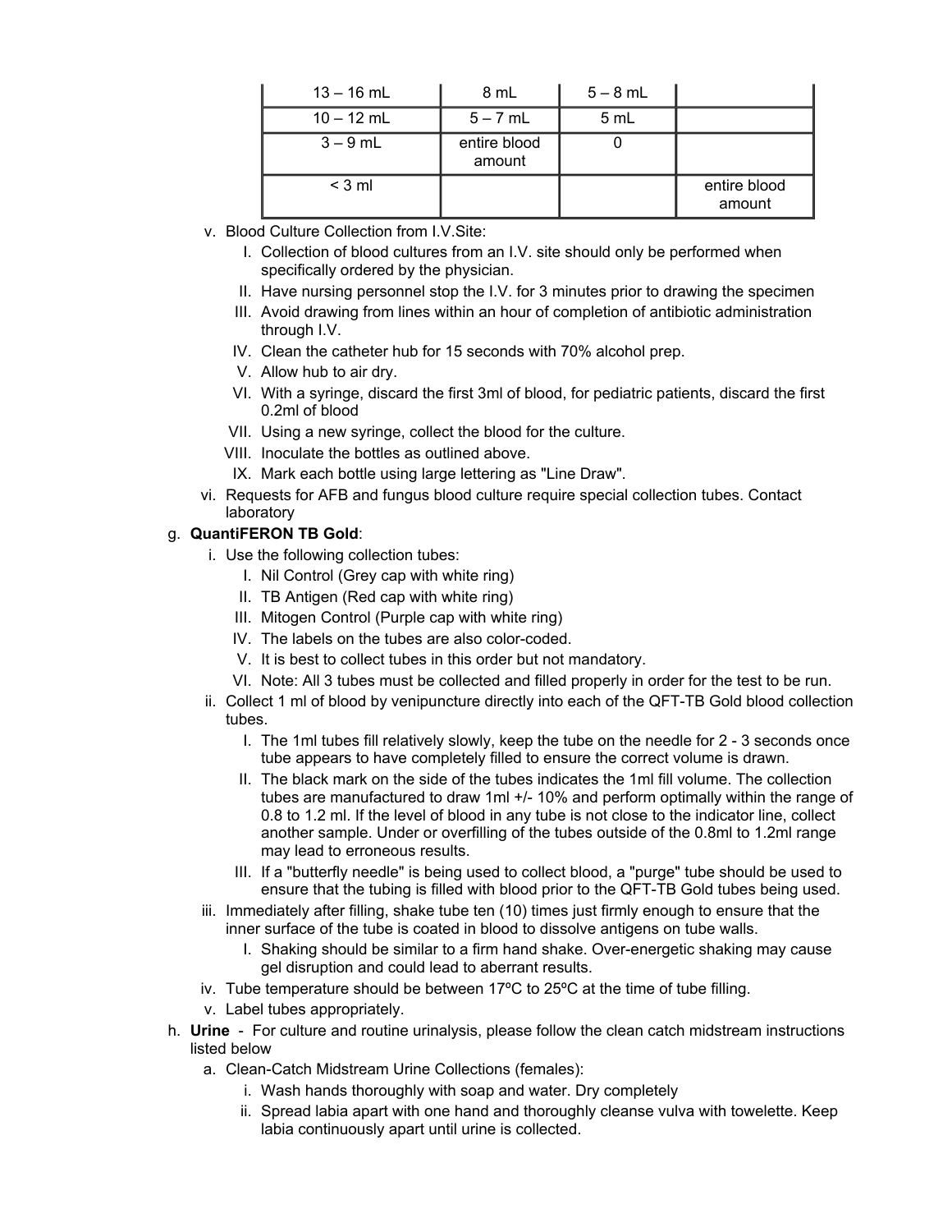| | | | |
|---|---|---|---|
| 13 – 16 mL | 8 mL | 5 – 8 mL | |
| 10 – 12 mL | 5 – 7 mL | 5 mL | |
| 3 – 9 mL | entire blood amount | 0 | |
| < 3 ml | | | entire blood amount |

v. Blood Culture Collection from I.V.Site:
   I. Collection of blood cultures from an I.V. site should only be performed when specifically ordered by the physician.
   II. Have nursing personnel stop the I.V. for 3 minutes prior to drawing the specimen
   III. Avoid drawing from lines within an hour of completion of antibiotic administration through I.V.
   IV. Clean the catheter hub for 15 seconds with 70% alcohol prep.
   V. Allow hub to air dry.
   VI. With a syringe, discard the first 3ml of blood, for pediatric patients, discard the first 0.2ml of blood
   VII. Using a new syringe, collect the blood for the culture.
   VIII. Inoculate the bottles as outlined above.
   IX. Mark each bottle using large lettering as "Line Draw".

vi. Requests for AFB and fungus blood culture require special collection tubes. Contact laboratory

g. **QuantiFERON TB Gold**:
   i. Use the following collection tubes:
      I. Nil Control (Grey cap with white ring)
      II. TB Antigen (Red cap with white ring)
      III. Mitogen Control (Purple cap with white ring)
      IV. The labels on the tubes are also color-coded.
      V. It is best to collect tubes in this order but not mandatory.
      VI. Note: All 3 tubes must be collected and filled properly in order for the test to be run.
   ii. Collect 1 ml of blood by venipuncture directly into each of the QFT-TB Gold blood collection tubes.
      I. The 1ml tubes fill relatively slowly, keep the tube on the needle for 2 - 3 seconds once tube appears to have completely filled to ensure the correct volume is drawn.
      II. The black mark on the side of the tubes indicates the 1ml fill volume. The collection tubes are manufactured to draw 1ml +/- 10% and perform optimally within the range of 0.8 to 1.2 ml. If the level of blood in any tube is not close to the indicator line, collect another sample. Under or overfilling of the tubes outside of the 0.8ml to 1.2ml range may lead to erroneous results.
      III. If a "butterfly needle" is being used to collect blood, a "purge" tube should be used to ensure that the tubing is filled with blood prior to the QFT-TB Gold tubes being used.
   iii. Immediately after filling, shake tube ten (10) times just firmly enough to ensure that the inner surface of the tube is coated in blood to dissolve antigens on tube walls.
      I. Shaking should be similar to a firm hand shake. Over-energetic shaking may cause gel disruption and could lead to aberrant results.
   iv. Tube temperature should be between 17ºC to 25ºC at the time of tube filling.
   v. Label tubes appropriately.

h. **Urine** - For culture and routine urinalysis, please follow the clean catch midstream instructions listed below
   a. Clean-Catch Midstream Urine Collections (females):
      i. Wash hands thoroughly with soap and water. Dry completely
      ii. Spread labia apart with one hand and thoroughly cleanse vulva with towelette. Keep labia continuously apart until urine is collected.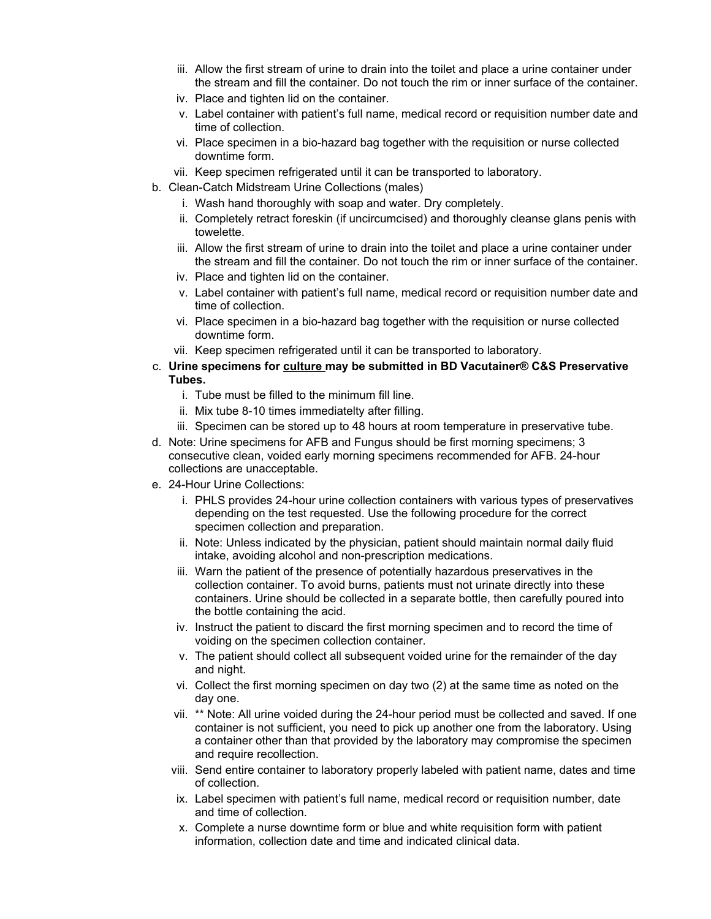iii. Allow the first stream of urine to drain into the toilet and place a urine container under the stream and fill the container. Do not touch the rim or inner surface of the container.
iv. Place and tighten lid on the container.
v. Label container with patient's full name, medical record or requisition number date and time of collection.
vi. Place specimen in a bio-hazard bag together with the requisition or nurse collected downtime form.
vii. Keep specimen refrigerated until it can be transported to laboratory.

b. Clean-Catch Midstream Urine Collections (males)
   i. Wash hand thoroughly with soap and water. Dry completely.
   ii. Completely retract foreskin (if uncircumcised) and thoroughly cleanse glans penis with towelette.
   iii. Allow the first stream of urine to drain into the toilet and place a urine container under the stream and fill the container. Do not touch the rim or inner surface of the container.
   iv. Place and tighten lid on the container.
   v. Label container with patient's full name, medical record or requisition number date and time of collection.
   vi. Place specimen in a bio-hazard bag together with the requisition or nurse collected downtime form.
   vii. Keep specimen refrigerated until it can be transported to laboratory.

c. **Urine specimens for <u>culture</u> may be submitted in BD Vacutainer® C&S Preservative Tubes.**
   i. Tube must be filled to the minimum fill line.
   ii. Mix tube 8-10 times immediatelty after filling.
   iii. Specimen can be stored up to 48 hours at room temperature in preservative tube.

d. Note: Urine specimens for AFB and Fungus should be first morning specimens; 3 consecutive clean, voided early morning specimens recommended for AFB. 24-hour collections are unacceptable.

e. 24-Hour Urine Collections:
   i. PHLS provides 24-hour urine collection containers with various types of preservatives depending on the test requested. Use the following procedure for the correct specimen collection and preparation.
   ii. Note: Unless indicated by the physician, patient should maintain normal daily fluid intake, avoiding alcohol and non-prescription medications.
   iii. Warn the patient of the presence of potentially hazardous preservatives in the collection container. To avoid burns, patients must not urinate directly into these containers. Urine should be collected in a separate bottle, then carefully poured into the bottle containing the acid.
   iv. Instruct the patient to discard the first morning specimen and to record the time of voiding on the specimen collection container.
   v. The patient should collect all subsequent voided urine for the remainder of the day and night.
   vi. Collect the first morning specimen on day two (2) at the same time as noted on the day one.
   vii. ** Note: All urine voided during the 24-hour period must be collected and saved. If one container is not sufficient, you need to pick up another one from the laboratory. Using a container other than that provided by the laboratory may compromise the specimen and require recollection.
   viii. Send entire container to laboratory properly labeled with patient name, dates and time of collection.
   ix. Label specimen with patient's full name, medical record or requisition number, date and time of collection.
   x. Complete a nurse downtime form or blue and white requisition form with patient information, collection date and time and indicated clinical data.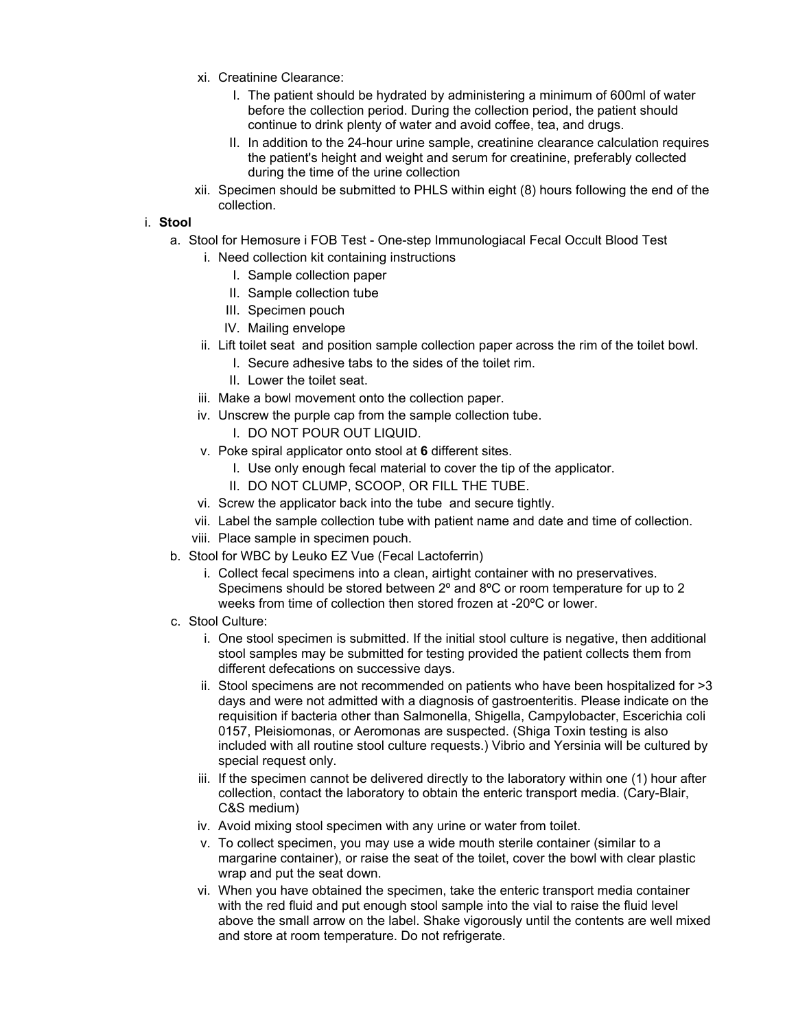- xi. Creatinine Clearance:
    - I. The patient should be hydrated by administering a minimum of 600ml of water before the collection period. During the collection period, the patient should continue to drink plenty of water and avoid coffee, tea, and drugs.
    - II. In addition to the 24-hour urine sample, creatinine clearance calculation requires the patient's height and weight and serum for creatinine, preferably collected during the time of the urine collection
- xii. Specimen should be submitted to PHLS within eight (8) hours following the end of the collection.

i. **Stool**

- a. Stool for Hemosure i FOB Test - One-step Immunologiacal Fecal Occult Blood Test
    - i. Need collection kit containing instructions
        - I. Sample collection paper
        - II. Sample collection tube
        - III. Specimen pouch
        - IV. Mailing envelope
    - ii. Lift toilet seat and position sample collection paper across the rim of the toilet bowl.
        - I. Secure adhesive tabs to the sides of the toilet rim.
        - II. Lower the toilet seat.
    - iii. Make a bowl movement onto the collection paper.
    - iv. Unscrew the purple cap from the sample collection tube.
        - I. DO NOT POUR OUT LIQUID.
    - v. Poke spiral applicator onto stool at **6** different sites.
        - I. Use only enough fecal material to cover the tip of the applicator.
        - II. DO NOT CLUMP, SCOOP, OR FILL THE TUBE.
    - vi. Screw the applicator back into the tube and secure tightly.
    - vii. Label the sample collection tube with patient name and date and time of collection.
    - viii. Place sample in specimen pouch.
- b. Stool for WBC by Leuko EZ Vue (Fecal Lactoferrin)
    - i. Collect fecal specimens into a clean, airtight container with no preservatives. Specimens should be stored between 2º and 8ºC or room temperature for up to 2 weeks from time of collection then stored frozen at -20ºC or lower.
- c. Stool Culture:
    - i. One stool specimen is submitted. If the initial stool culture is negative, then additional stool samples may be submitted for testing provided the patient collects them from different defecations on successive days.
    - ii. Stool specimens are not recommended on patients who have been hospitalized for >3 days and were not admitted with a diagnosis of gastroenteritis. Please indicate on the requisition if bacteria other than Salmonella, Shigella, Campylobacter, Escerichia coli 0157, Pleisiomonas, or Aeromonas are suspected. (Shiga Toxin testing is also included with all routine stool culture requests.) Vibrio and Yersinia will be cultured by special request only.
    - iii. If the specimen cannot be delivered directly to the laboratory within one (1) hour after collection, contact the laboratory to obtain the enteric transport media. (Cary-Blair, C&S medium)
    - iv. Avoid mixing stool specimen with any urine or water from toilet.
    - v. To collect specimen, you may use a wide mouth sterile container (similar to a margarine container), or raise the seat of the toilet, cover the bowl with clear plastic wrap and put the seat down.
    - vi. When you have obtained the specimen, take the enteric transport media container with the red fluid and put enough stool sample into the vial to raise the fluid level above the small arrow on the label. Shake vigorously until the contents are well mixed and store at room temperature. Do not refrigerate.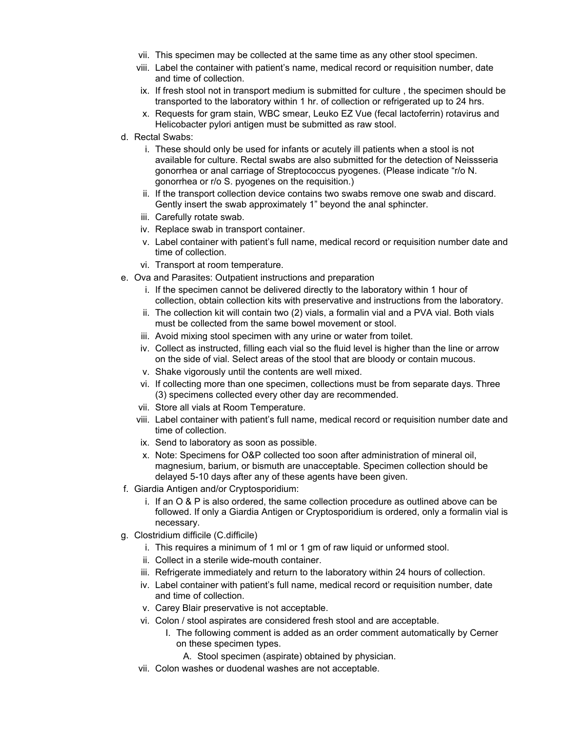vii. This specimen may be collected at the same time as any other stool specimen.

viii. Label the container with patient's name, medical record or requisition number, date and time of collection.

ix. If fresh stool not in transport medium is submitted for culture , the specimen should be transported to the laboratory within 1 hr. of collection or refrigerated up to 24 hrs.

x. Requests for gram stain, WBC smear, Leuko EZ Vue (fecal lactoferrin) rotavirus and Helicobacter pylori antigen must be submitted as raw stool.

d. Rectal Swabs:

   i. These should only be used for infants or acutely ill patients when a stool is not available for culture. Rectal swabs are also submitted for the detection of Neissseria gonorrhea or anal carriage of Streptococcus pyogenes. (Please indicate "r/o N. gonorrhea or r/o S. pyogenes on the requisition.)

   ii. If the transport collection device contains two swabs remove one swab and discard. Gently insert the swab approximately 1" beyond the anal sphincter.

   iii. Carefully rotate swab.

   iv. Replace swab in transport container.

   v. Label container with patient's full name, medical record or requisition number date and time of collection.

   vi. Transport at room temperature.

e. Ova and Parasites: Outpatient instructions and preparation

   i. If the specimen cannot be delivered directly to the laboratory within 1 hour of collection, obtain collection kits with preservative and instructions from the laboratory.

   ii. The collection kit will contain two (2) vials, a formalin vial and a PVA vial. Both vials must be collected from the same bowel movement or stool.

   iii. Avoid mixing stool specimen with any urine or water from toilet.

   iv. Collect as instructed, filling each vial so the fluid level is higher than the line or arrow on the side of vial. Select areas of the stool that are bloody or contain mucous.

   v. Shake vigorously until the contents are well mixed.

   vi. If collecting more than one specimen, collections must be from separate days. Three (3) specimens collected every other day are recommended.

   vii. Store all vials at Room Temperature.

   viii. Label container with patient's full name, medical record or requisition number date and time of collection.

   ix. Send to laboratory as soon as possible.

   x. Note: Specimens for O&P collected too soon after administration of mineral oil, magnesium, barium, or bismuth are unacceptable. Specimen collection should be delayed 5-10 days after any of these agents have been given.

f. Giardia Antigen and/or Cryptosporidium:

   i. If an O & P is also ordered, the same collection procedure as outlined above can be followed. If only a Giardia Antigen or Cryptosporidium is ordered, only a formalin vial is necessary.

g. Clostridium difficile (C.difficile)

   i. This requires a minimum of 1 ml or 1 gm of raw liquid or unformed stool.

   ii. Collect in a sterile wide-mouth container.

   iii. Refrigerate immediately and return to the laboratory within 24 hours of collection.

   iv. Label container with patient's full name, medical record or requisition number, date and time of collection.

   v. Carey Blair preservative is not acceptable.

   vi. Colon / stool aspirates are considered fresh stool and are acceptable.

      I. The following comment is added as an order comment automatically by Cerner on these specimen types.

         A. Stool specimen (aspirate) obtained by physician.

   vii. Colon washes or duodenal washes are not acceptable.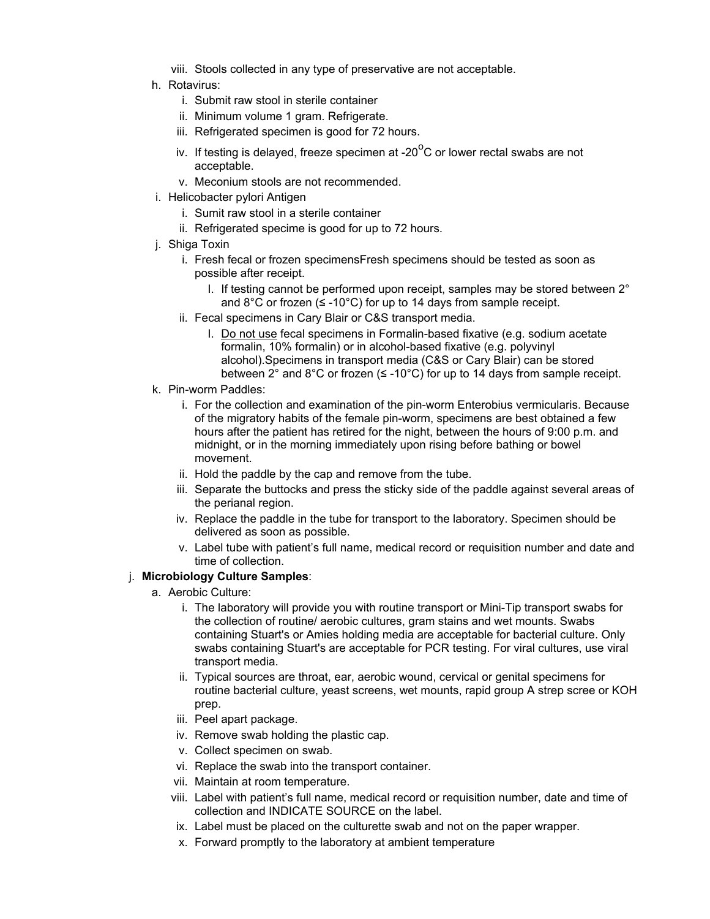viii. Stools collected in any type of preservative are not acceptable.

h. Rotavirus:
   i. Submit raw stool in sterile container
   ii. Minimum volume 1 gram. Refrigerate.
   iii. Refrigerated specimen is good for 72 hours.
   iv. If testing is delayed, freeze specimen at -20$^{O}$C or lower rectal swabs are not acceptable.
   v. Meconium stools are not recommended.

i. Helicobacter pylori Antigen
   i. Sumit raw stool in a sterile container
   ii. Refrigerated specime is good for up to 72 hours.

j. Shiga Toxin
   i. Fresh fecal or frozen specimensFresh specimens should be tested as soon as possible after receipt.
      I. If testing cannot be performed upon receipt, samples may be stored between 2° and 8°C or frozen (≤ -10°C) for up to 14 days from sample receipt.
   ii. Fecal specimens in Cary Blair or C&S transport media.
      I. Do not use fecal specimens in Formalin-based fixative (e.g. sodium acetate formalin, 10% formalin) or in alcohol-based fixative (e.g. polyvinyl alcohol).Specimens in transport media (C&S or Cary Blair) can be stored between 2° and 8°C or frozen (≤ -10°C) for up to 14 days from sample receipt.

k. Pin-worm Paddles:
   i. For the collection and examination of the pin-worm Enterobius vermicularis. Because of the migratory habits of the female pin-worm, specimens are best obtained a few hours after the patient has retired for the night, between the hours of 9:00 p.m. and midnight, or in the morning immediately upon rising before bathing or bowel movement.
   ii. Hold the paddle by the cap and remove from the tube.
   iii. Separate the buttocks and press the sticky side of the paddle against several areas of the perianal region.
   iv. Replace the paddle in the tube for transport to the laboratory. Specimen should be delivered as soon as possible.
   v. Label tube with patient's full name, medical record or requisition number and date and time of collection.

j. **Microbiology Culture Samples**:

a. Aerobic Culture:
   i. The laboratory will provide you with routine transport or Mini-Tip transport swabs for the collection of routine/ aerobic cultures, gram stains and wet mounts. Swabs containing Stuart's or Amies holding media are acceptable for bacterial culture. Only swabs containing Stuart's are acceptable for PCR testing. For viral cultures, use viral transport media.
   ii. Typical sources are throat, ear, aerobic wound, cervical or genital specimens for routine bacterial culture, yeast screens, wet mounts, rapid group A strep scree or KOH prep.
   iii. Peel apart package.
   iv. Remove swab holding the plastic cap.
   v. Collect specimen on swab.
   vi. Replace the swab into the transport container.
   vii. Maintain at room temperature.
   viii. Label with patient's full name, medical record or requisition number, date and time of collection and INDICATE SOURCE on the label.
   ix. Label must be placed on the culturette swab and not on the paper wrapper.
   x. Forward promptly to the laboratory at ambient temperature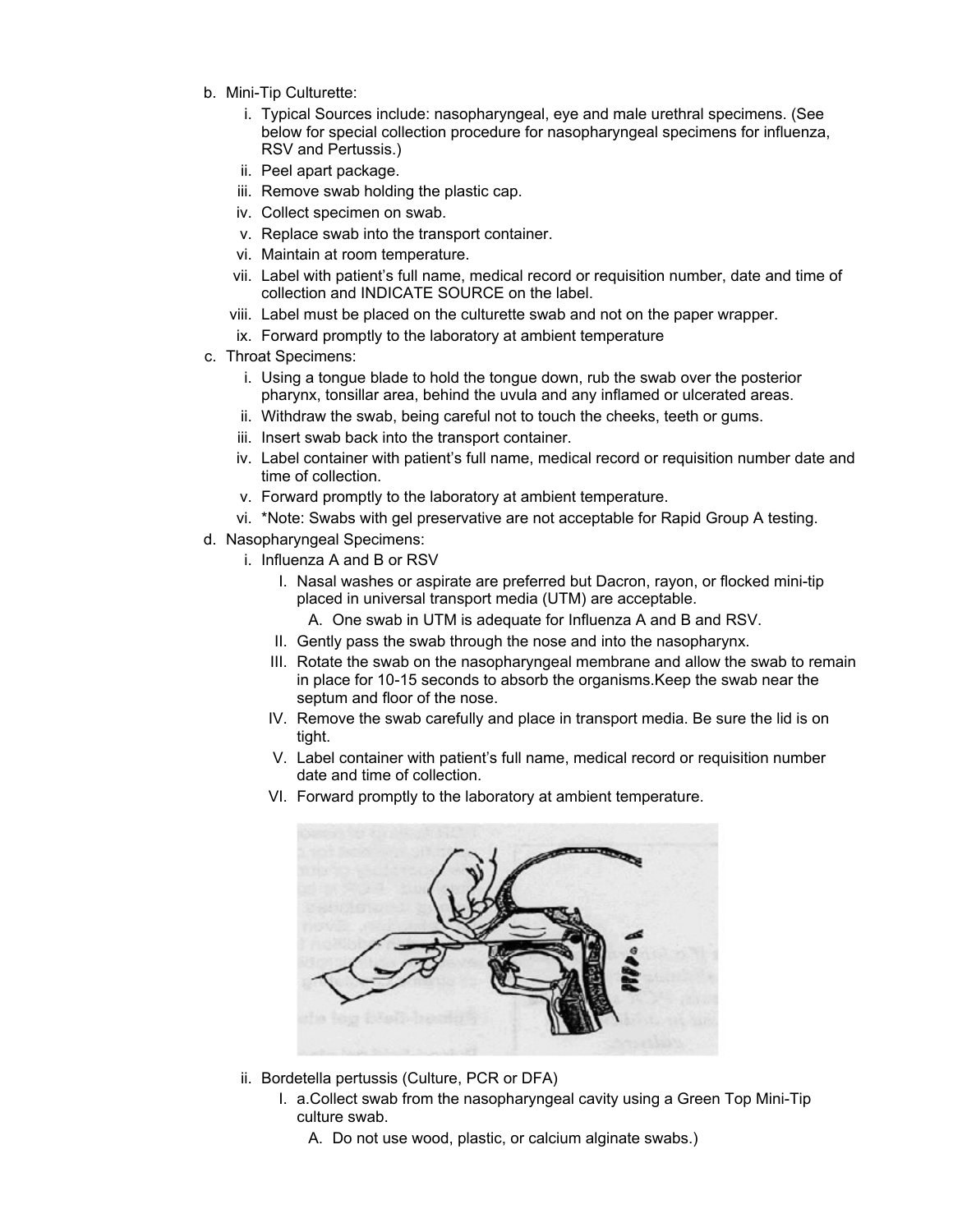b. Mini-Tip Culturette:
   i. Typical Sources include: nasopharyngeal, eye and male urethral specimens. (See below for special collection procedure for nasopharyngeal specimens for influenza, RSV and Pertussis.)
   ii. Peel apart package.
   iii. Remove swab holding the plastic cap.
   iv. Collect specimen on swab.
   v. Replace swab into the transport container.
   vi. Maintain at room temperature.
   vii. Label with patient's full name, medical record or requisition number, date and time of collection and INDICATE SOURCE on the label.
   viii. Label must be placed on the culturette swab and not on the paper wrapper.
   ix. Forward promptly to the laboratory at ambient temperature

c. Throat Specimens:
   i. Using a tongue blade to hold the tongue down, rub the swab over the posterior pharynx, tonsillar area, behind the uvula and any inflamed or ulcerated areas.
   ii. Withdraw the swab, being careful not to touch the cheeks, teeth or gums.
   iii. Insert swab back into the transport container.
   iv. Label container with patient's full name, medical record or requisition number date and time of collection.
   v. Forward promptly to the laboratory at ambient temperature.
   vi. *Note: Swabs with gel preservative are not acceptable for Rapid Group A testing.

d. Nasopharyngeal Specimens:
   i. Influenza A and B or RSV
      I. Nasal washes or aspirate are preferred but Dacron, rayon, or flocked mini-tip placed in universal transport media (UTM) are acceptable.
         A. One swab in UTM is adequate for Influenza A and B and RSV.
      II. Gently pass the swab through the nose and into the nasopharynx.
      III. Rotate the swab on the nasopharyngeal membrane and allow the swab to remain in place for 10-15 seconds to absorb the organisms.Keep the swab near the septum and floor of the nose.
      IV. Remove the swab carefully and place in transport media. Be sure the lid is on tight.
      V. Label container with patient's full name, medical record or requisition number date and time of collection.
      VI. Forward promptly to the laboratory at ambient temperature.

   ii. Bordetella pertussis (Culture, PCR or DFA)
      I. a.Collect swab from the nasopharyngeal cavity using a Green Top Mini-Tip culture swab.
         A. Do not use wood, plastic, or calcium alginate swabs.)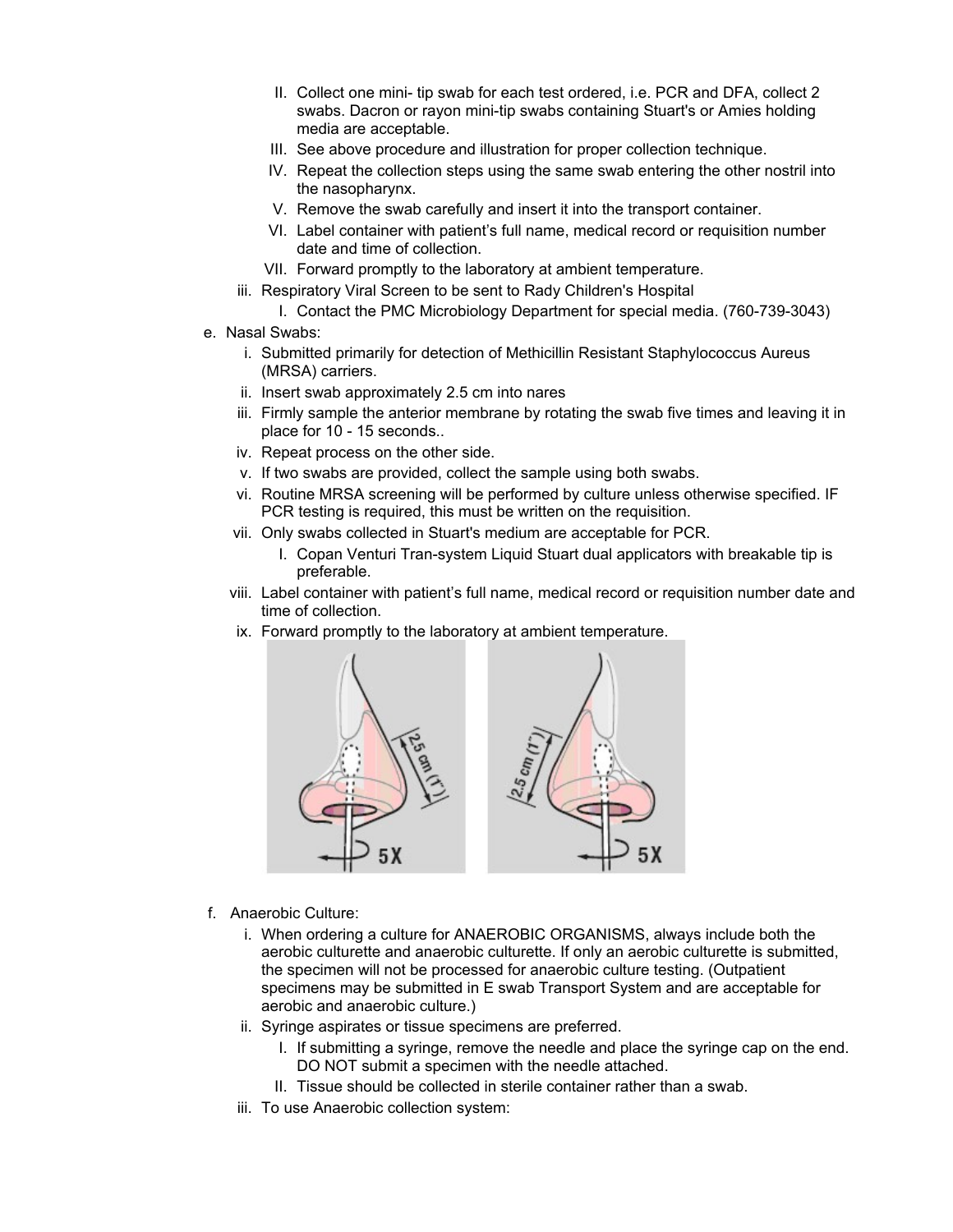II. Collect one mini- tip swab for each test ordered, i.e. PCR and DFA, collect 2 swabs. Dacron or rayon mini-tip swabs containing Stuart's or Amies holding media are acceptable.

III. See above procedure and illustration for proper collection technique.

IV. Repeat the collection steps using the same swab entering the other nostril into the nasopharynx.

V. Remove the swab carefully and insert it into the transport container.

VI. Label container with patient's full name, medical record or requisition number date and time of collection.

VII. Forward promptly to the laboratory at ambient temperature.

iii. Respiratory Viral Screen to be sent to Rady Children's Hospital

I. Contact the PMC Microbiology Department for special media. (760-739-3043)

e. Nasal Swabs:

i. Submitted primarily for detection of Methicillin Resistant Staphylococcus Aureus (MRSA) carriers.

ii. Insert swab approximately 2.5 cm into nares

iii. Firmly sample the anterior membrane by rotating the swab five times and leaving it in place for 10 - 15 seconds..

iv. Repeat process on the other side.

v. If two swabs are provided, collect the sample using both swabs.

vi. Routine MRSA screening will be performed by culture unless otherwise specified. IF PCR testing is required, this must be written on the requisition.

vii. Only swabs collected in Stuart's medium are acceptable for PCR.

I. Copan Venturi Tran-system Liquid Stuart dual applicators with breakable tip is preferable.

viii. Label container with patient's full name, medical record or requisition number date and time of collection.

ix. Forward promptly to the laboratory at ambient temperature.

f. Anaerobic Culture:

i. When ordering a culture for ANAEROBIC ORGANISMS, always include both the aerobic culturette and anaerobic culturette. If only an aerobic culturette is submitted, the specimen will not be processed for anaerobic culture testing. (Outpatient specimens may be submitted in E swab Transport System and are acceptable for aerobic and anaerobic culture.)

ii. Syringe aspirates or tissue specimens are preferred.

I. If submitting a syringe, remove the needle and place the syringe cap on the end. DO NOT submit a specimen with the needle attached.

II. Tissue should be collected in sterile container rather than a swab.

iii. To use Anaerobic collection system: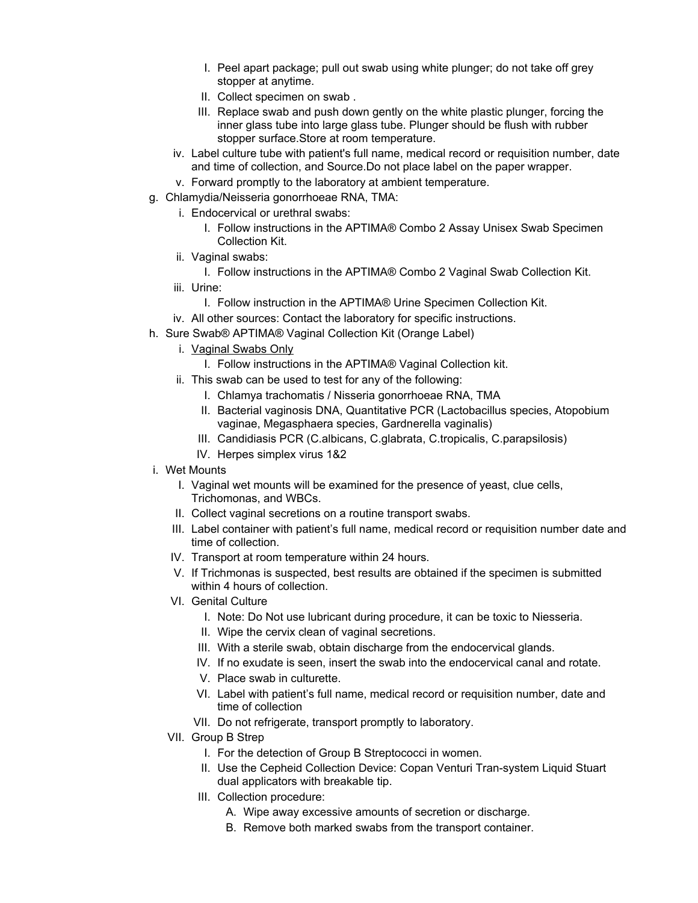I. Peel apart package; pull out swab using white plunger; do not take off grey stopper at anytime.
         II. Collect specimen on swab .
         III. Replace swab and push down gently on the white plastic plunger, forcing the inner glass tube into large glass tube. Plunger should be flush with rubber stopper surface.Store at room temperature.
      iv. Label culture tube with patient's full name, medical record or requisition number, date and time of collection, and Source.Do not place label on the paper wrapper.
      v. Forward promptly to the laboratory at ambient temperature.

g. Chlamydia/Neisseria gonorrhoeae RNA, TMA:
   i. Endocervical or urethral swabs:
      I. Follow instructions in the APTIMA® Combo 2 Assay Unisex Swab Specimen Collection Kit.
   ii. Vaginal swabs:
      I. Follow instructions in the APTIMA® Combo 2 Vaginal Swab Collection Kit.
   iii. Urine:
      I. Follow instruction in the APTIMA® Urine Specimen Collection Kit.
   iv. All other sources: Contact the laboratory for specific instructions.

h. Sure Swab® APTIMA® Vaginal Collection Kit (Orange Label)
   i. <u>Vaginal Swabs Only</u>
      I. Follow instructions in the APTIMA® Vaginal Collection kit.
   ii. This swab can be used to test for any of the following:
      I. Chlamya trachomatis / Nisseria gonorrhoeae RNA, TMA
      II. Bacterial vaginosis DNA, Quantitative PCR (Lactobacillus species, Atopobium vaginae, Megasphaera species, Gardnerella vaginalis)
      III. Candidiasis PCR (C.albicans, C.glabrata, C.tropicalis, C.parapsilosis)
      IV. Herpes simplex virus 1&2

i. Wet Mounts
   I. Vaginal wet mounts will be examined for the presence of yeast, clue cells, Trichomonas, and WBCs.
   II. Collect vaginal secretions on a routine transport swabs.
   III. Label container with patient's full name, medical record or requisition number date and time of collection.
   IV. Transport at room temperature within 24 hours.
   V. If Trichomonas is suspected, best results are obtained if the specimen is submitted within 4 hours of collection.
   VI. Genital Culture
      I. Note: Do Not use lubricant during procedure, it can be toxic to Niesseria.
      II. Wipe the cervix clean of vaginal secretions.
      III. With a sterile swab, obtain discharge from the endocervical glands.
      IV. If no exudate is seen, insert the swab into the endocervical canal and rotate.
      V. Place swab in culturette.
      VI. Label with patient's full name, medical record or requisition number, date and time of collection
      VII. Do not refrigerate, transport promptly to laboratory.
   VII. Group B Strep
      I. For the detection of Group B Streptococci in women.
      II. Use the Cepheid Collection Device: Copan Venturi Tran-system Liquid Stuart dual applicators with breakable tip.
      III. Collection procedure:
         A. Wipe away excessive amounts of secretion or discharge.
         B. Remove both marked swabs from the transport container.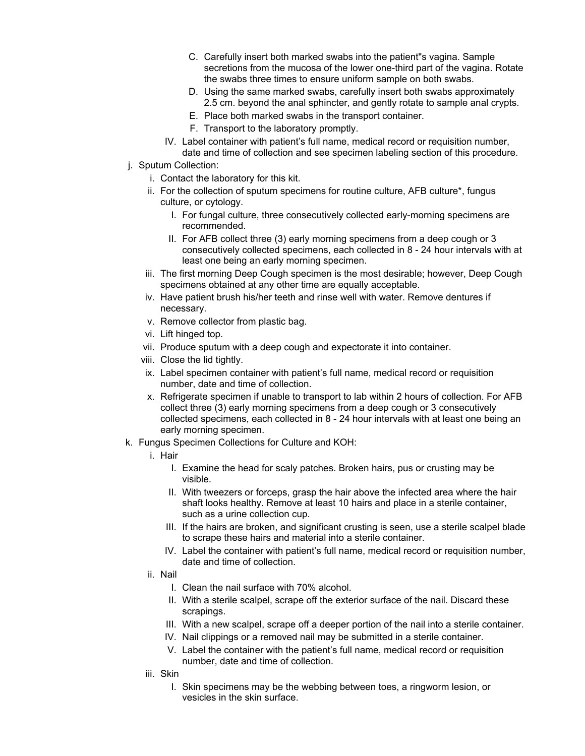C. Carefully insert both marked swabs into the patient"s vagina. Sample secretions from the mucosa of the lower one-third part of the vagina. Rotate the swabs three times to ensure uniform sample on both swabs.
D. Using the same marked swabs, carefully insert both swabs approximately 2.5 cm. beyond the anal sphincter, and gently rotate to sample anal crypts.
E. Place both marked swabs in the transport container.
F. Transport to the laboratory promptly.

IV. Label container with patient's full name, medical record or requisition number, date and time of collection and see specimen labeling section of this procedure.

j. Sputum Collection:

i. Contact the laboratory for this kit.

ii. For the collection of sputum specimens for routine culture, AFB culture*, fungus culture, or cytology.

I. For fungal culture, three consecutively collected early-morning specimens are recommended.
II. For AFB collect three (3) early morning specimens from a deep cough or 3 consecutively collected specimens, each collected in 8 - 24 hour intervals with at least one being an early morning specimen.

iii. The first morning Deep Cough specimen is the most desirable; however, Deep Cough specimens obtained at any other time are equally acceptable.

iv. Have patient brush his/her teeth and rinse well with water. Remove dentures if necessary.

v. Remove collector from plastic bag.

vi. Lift hinged top.

vii. Produce sputum with a deep cough and expectorate it into container.

viii. Close the lid tightly.

ix. Label specimen container with patient's full name, medical record or requisition number, date and time of collection.

x. Refrigerate specimen if unable to transport to lab within 2 hours of collection. For AFB collect three (3) early morning specimens from a deep cough or 3 consecutively collected specimens, each collected in 8 - 24 hour intervals with at least one being an early morning specimen.

k. Fungus Specimen Collections for Culture and KOH:

i. Hair

I. Examine the head for scaly patches. Broken hairs, pus or crusting may be visible.
II. With tweezers or forceps, grasp the hair above the infected area where the hair shaft looks healthy. Remove at least 10 hairs and place in a sterile container, such as a urine collection cup.
III. If the hairs are broken, and significant crusting is seen, use a sterile scalpel blade to scrape these hairs and material into a sterile container.
IV. Label the container with patient's full name, medical record or requisition number, date and time of collection.

ii. Nail

I. Clean the nail surface with 70% alcohol.
II. With a sterile scalpel, scrape off the exterior surface of the nail. Discard these scrapings.
III. With a new scalpel, scrape off a deeper portion of the nail into a sterile container.
IV. Nail clippings or a removed nail may be submitted in a sterile container.
V. Label the container with the patient's full name, medical record or requisition number, date and time of collection.

iii. Skin

I. Skin specimens may be the webbing between toes, a ringworm lesion, or vesicles in the skin surface.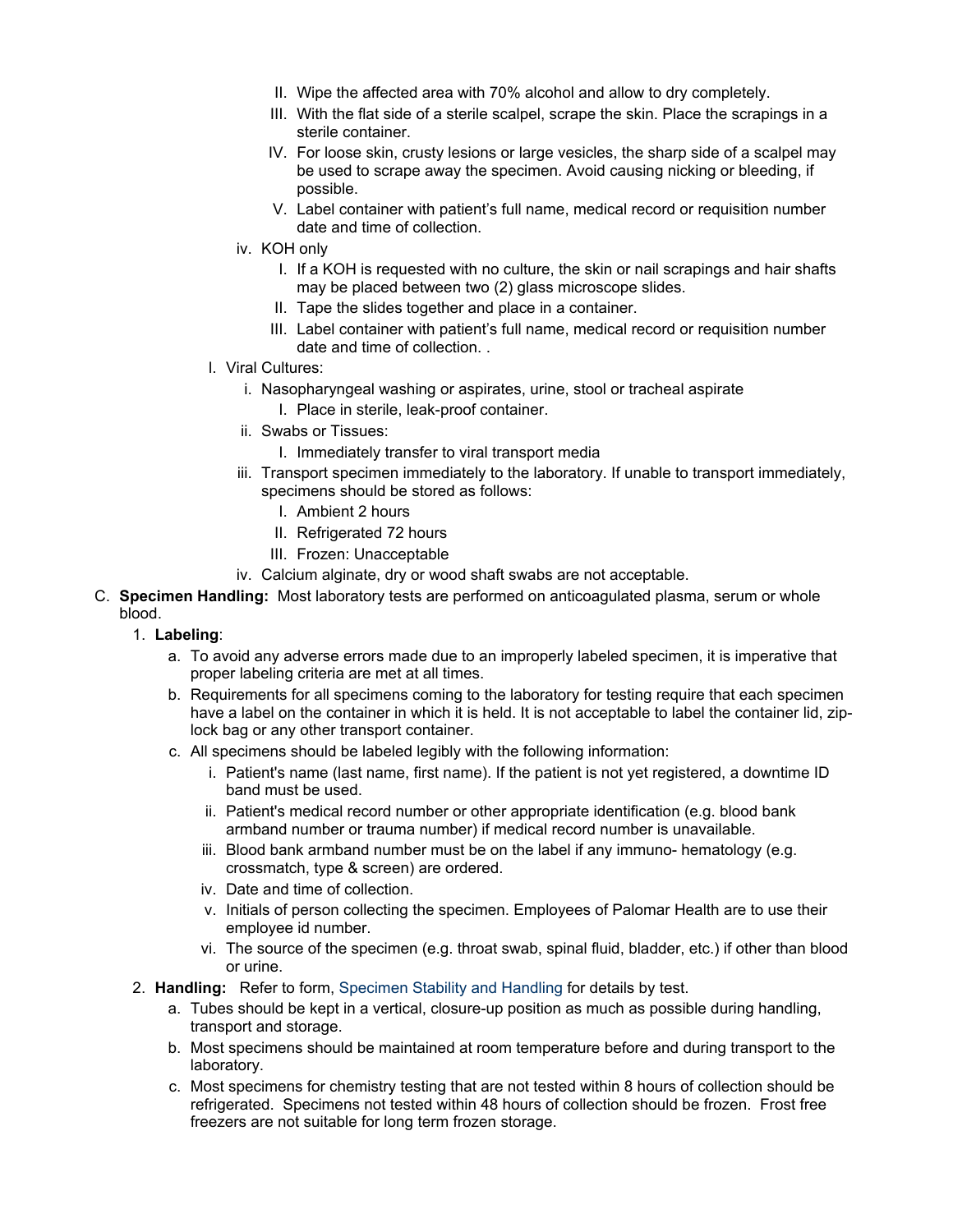II. Wipe the affected area with 70% alcohol and allow to dry completely.
        III. With the flat side of a sterile scalpel, scrape the skin. Place the scrapings in a sterile container.
        IV. For loose skin, crusty lesions or large vesicles, the sharp side of a scalpel may be used to scrape away the specimen. Avoid causing nicking or bleeding, if possible.
        V. Label container with patient's full name, medical record or requisition number date and time of collection.

    iv. KOH only
        I. If a KOH is requested with no culture, the skin or nail scrapings and hair shafts may be placed between two (2) glass microscope slides.
        II. Tape the slides together and place in a container.
        III. Label container with patient's full name, medical record or requisition number date and time of collection. .

l. Viral Cultures:
    i. Nasopharyngeal washing or aspirates, urine, stool or tracheal aspirate
        I. Place in sterile, leak-proof container.
    ii. Swabs or Tissues:
        I. Immediately transfer to viral transport media
    iii. Transport specimen immediately to the laboratory. If unable to transport immediately, specimens should be stored as follows:
        I. Ambient 2 hours
        II. Refrigerated 72 hours
        III. Frozen: Unacceptable
    iv. Calcium alginate, dry or wood shaft swabs are not acceptable.

C. **Specimen Handling:** Most laboratory tests are performed on anticoagulated plasma, serum or whole blood.

1. **Labeling**:
    a. To avoid any adverse errors made due to an improperly labeled specimen, it is imperative that proper labeling criteria are met at all times.
    b. Requirements for all specimens coming to the laboratory for testing require that each specimen have a label on the container in which it is held. It is not acceptable to label the container lid, zip-lock bag or any other transport container.
    c. All specimens should be labeled legibly with the following information:
        i. Patient's name (last name, first name). If the patient is not yet registered, a downtime ID band must be used.
        ii. Patient's medical record number or other appropriate identification (e.g. blood bank armband number or trauma number) if medical record number is unavailable.
        iii. Blood bank armband number must be on the label if any immuno- hematology (e.g. crossmatch, type & screen) are ordered.
        iv. Date and time of collection.
        v. Initials of person collecting the specimen. Employees of Palomar Health are to use their employee id number.
        vi. The source of the specimen (e.g. throat swab, spinal fluid, bladder, etc.) if other than blood or urine.

2. **Handling:** Refer to form, Specimen Stability and Handling for details by test.
    a. Tubes should be kept in a vertical, closure-up position as much as possible during handling, transport and storage.
    b. Most specimens should be maintained at room temperature before and during transport to the laboratory.
    c. Most specimens for chemistry testing that are not tested within 8 hours of collection should be refrigerated. Specimens not tested within 48 hours of collection should be frozen. Frost free freezers are not suitable for long term frozen storage.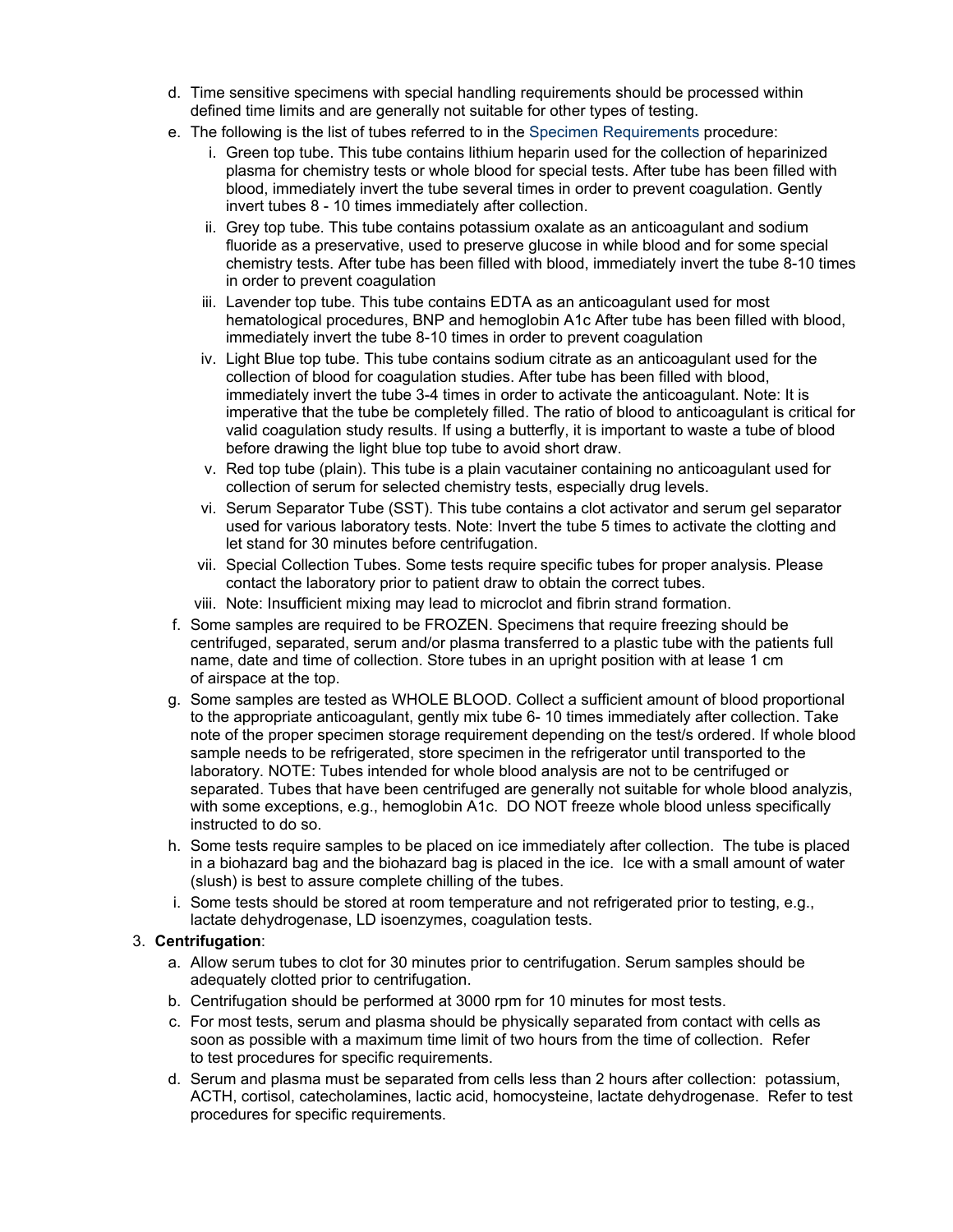d. Time sensitive specimens with special handling requirements should be processed within defined time limits and are generally not suitable for other types of testing.

e. The following is the list of tubes referred to in the Specimen Requirements procedure:

   i. Green top tube. This tube contains lithium heparin used for the collection of heparinized plasma for chemistry tests or whole blood for special tests. After tube has been filled with blood, immediately invert the tube several times in order to prevent coagulation. Gently invert tubes 8 - 10 times immediately after collection.

   ii. Grey top tube. This tube contains potassium oxalate as an anticoagulant and sodium fluoride as a preservative, used to preserve glucose in while blood and for some special chemistry tests. After tube has been filled with blood, immediately invert the tube 8-10 times in order to prevent coagulation

   iii. Lavender top tube. This tube contains EDTA as an anticoagulant used for most hematological procedures, BNP and hemoglobin A1c After tube has been filled with blood, immediately invert the tube 8-10 times in order to prevent coagulation

   iv. Light Blue top tube. This tube contains sodium citrate as an anticoagulant used for the collection of blood for coagulation studies. After tube has been filled with blood, immediately invert the tube 3-4 times in order to activate the anticoagulant. Note: It is imperative that the tube be completely filled. The ratio of blood to anticoagulant is critical for valid coagulation study results. If using a butterfly, it is important to waste a tube of blood before drawing the light blue top tube to avoid short draw.

   v. Red top tube (plain). This tube is a plain vacutainer containing no anticoagulant used for collection of serum for selected chemistry tests, especially drug levels.

   vi. Serum Separator Tube (SST). This tube contains a clot activator and serum gel separator used for various laboratory tests. Note: Invert the tube 5 times to activate the clotting and let stand for 30 minutes before centrifugation.

   vii. Special Collection Tubes. Some tests require specific tubes for proper analysis. Please contact the laboratory prior to patient draw to obtain the correct tubes.

   viii. Note: Insufficient mixing may lead to microclot and fibrin strand formation.

f. Some samples are required to be FROZEN. Specimens that require freezing should be centrifuged, separated, serum and/or plasma transferred to a plastic tube with the patients full name, date and time of collection. Store tubes in an upright position with at lease 1 cm of airspace at the top.

g. Some samples are tested as WHOLE BLOOD. Collect a sufficient amount of blood proportional to the appropriate anticoagulant, gently mix tube 6- 10 times immediately after collection. Take note of the proper specimen storage requirement depending on the test/s ordered. If whole blood sample needs to be refrigerated, store specimen in the refrigerator until transported to the laboratory. NOTE: Tubes intended for whole blood analysis are not to be centrifuged or separated. Tubes that have been centrifuged are generally not suitable for whole blood analyzis, with some exceptions, e.g., hemoglobin A1c. DO NOT freeze whole blood unless specifically instructed to do so.

h. Some tests require samples to be placed on ice immediately after collection. The tube is placed in a biohazard bag and the biohazard bag is placed in the ice. Ice with a small amount of water (slush) is best to assure complete chilling of the tubes.

i. Some tests should be stored at room temperature and not refrigerated prior to testing, e.g., lactate dehydrogenase, LD isoenzymes, coagulation tests.

3. **Centrifugation**:

   a. Allow serum tubes to clot for 30 minutes prior to centrifugation. Serum samples should be adequately clotted prior to centrifugation.

   b. Centrifugation should be performed at 3000 rpm for 10 minutes for most tests.

   c. For most tests, serum and plasma should be physically separated from contact with cells as soon as possible with a maximum time limit of two hours from the time of collection. Refer to test procedures for specific requirements.

   d. Serum and plasma must be separated from cells less than 2 hours after collection: potassium, ACTH, cortisol, catecholamines, lactic acid, homocysteine, lactate dehydrogenase. Refer to test procedures for specific requirements.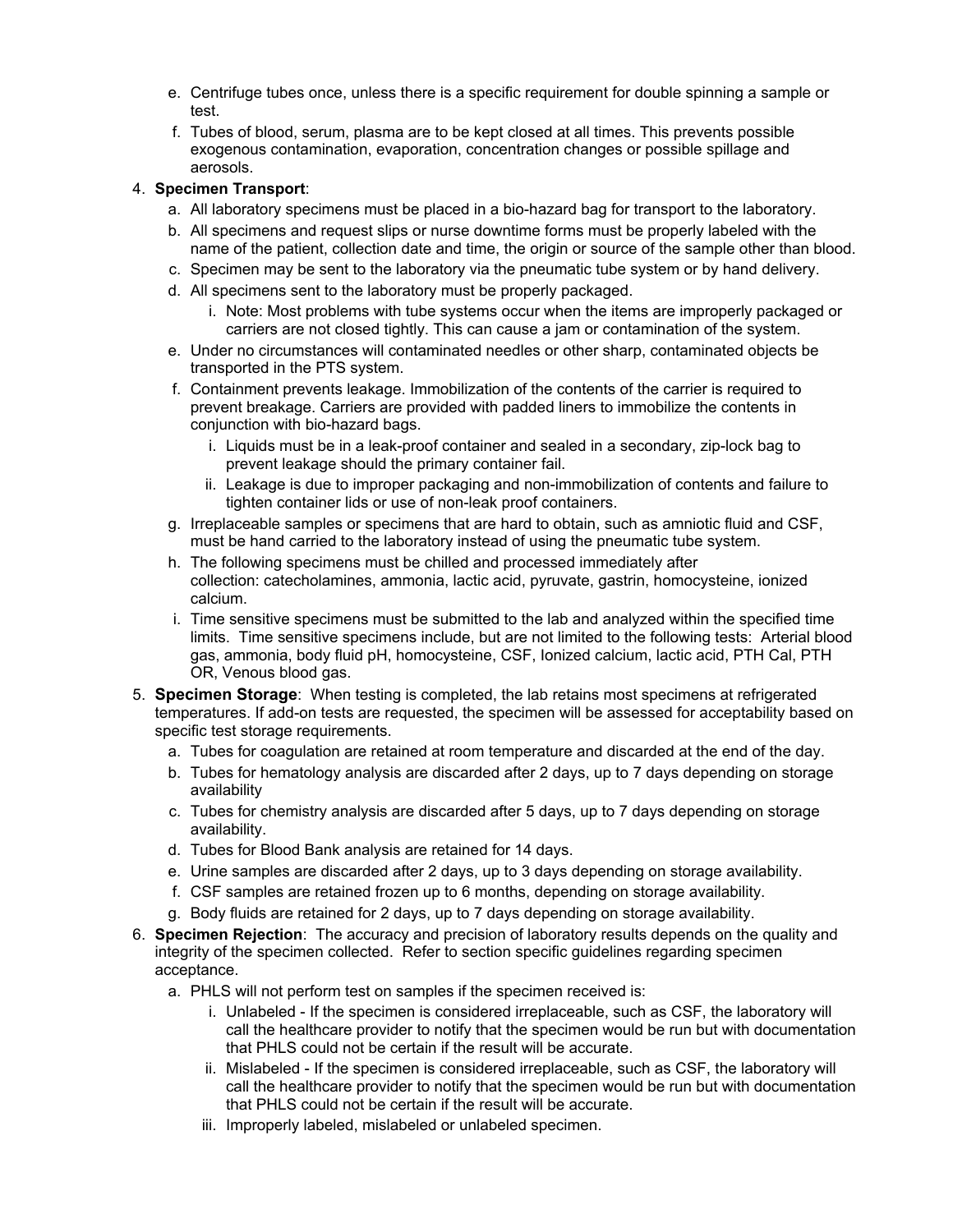e. Centrifuge tubes once, unless there is a specific requirement for double spinning a sample or test.
f. Tubes of blood, serum, plasma are to be kept closed at all times. This prevents possible exogenous contamination, evaporation, concentration changes or possible spillage and aerosols.

4. **Specimen Transport**:
   a. All laboratory specimens must be placed in a bio-hazard bag for transport to the laboratory.
   b. All specimens and request slips or nurse downtime forms must be properly labeled with the name of the patient, collection date and time, the origin or source of the sample other than blood.
   c. Specimen may be sent to the laboratory via the pneumatic tube system or by hand delivery.
   d. All specimens sent to the laboratory must be properly packaged.
      i. Note: Most problems with tube systems occur when the items are improperly packaged or carriers are not closed tightly. This can cause a jam or contamination of the system.
   e. Under no circumstances will contaminated needles or other sharp, contaminated objects be transported in the PTS system.
   f. Containment prevents leakage. Immobilization of the contents of the carrier is required to prevent breakage. Carriers are provided with padded liners to immobilize the contents in conjunction with bio-hazard bags.
      i. Liquids must be in a leak-proof container and sealed in a secondary, zip-lock bag to prevent leakage should the primary container fail.
      ii. Leakage is due to improper packaging and non-immobilization of contents and failure to tighten container lids or use of non-leak proof containers.
   g. Irreplaceable samples or specimens that are hard to obtain, such as amniotic fluid and CSF, must be hand carried to the laboratory instead of using the pneumatic tube system.
   h. The following specimens must be chilled and processed immediately after collection: catecholamines, ammonia, lactic acid, pyruvate, gastrin, homocysteine, ionized calcium.
   i. Time sensitive specimens must be submitted to the lab and analyzed within the specified time limits. Time sensitive specimens include, but are not limited to the following tests: Arterial blood gas, ammonia, body fluid pH, homocysteine, CSF, Ionized calcium, lactic acid, PTH Cal, PTH OR, Venous blood gas.

5. **Specimen Storage**: When testing is completed, the lab retains most specimens at refrigerated temperatures. If add-on tests are requested, the specimen will be assessed for acceptability based on specific test storage requirements.
   a. Tubes for coagulation are retained at room temperature and discarded at the end of the day.
   b. Tubes for hematology analysis are discarded after 2 days, up to 7 days depending on storage availability
   c. Tubes for chemistry analysis are discarded after 5 days, up to 7 days depending on storage availability.
   d. Tubes for Blood Bank analysis are retained for 14 days.
   e. Urine samples are discarded after 2 days, up to 3 days depending on storage availability.
   f. CSF samples are retained frozen up to 6 months, depending on storage availability.
   g. Body fluids are retained for 2 days, up to 7 days depending on storage availability.

6. **Specimen Rejection**: The accuracy and precision of laboratory results depends on the quality and integrity of the specimen collected. Refer to section specific guidelines regarding specimen acceptance.
   a. PHLS will not perform test on samples if the specimen received is:
      i. Unlabeled - If the specimen is considered irreplaceable, such as CSF, the laboratory will call the healthcare provider to notify that the specimen would be run but with documentation that PHLS could not be certain if the result will be accurate.
      ii. Mislabeled - If the specimen is considered irreplaceable, such as CSF, the laboratory will call the healthcare provider to notify that the specimen would be run but with documentation that PHLS could not be certain if the result will be accurate.
      iii. Improperly labeled, mislabeled or unlabeled specimen.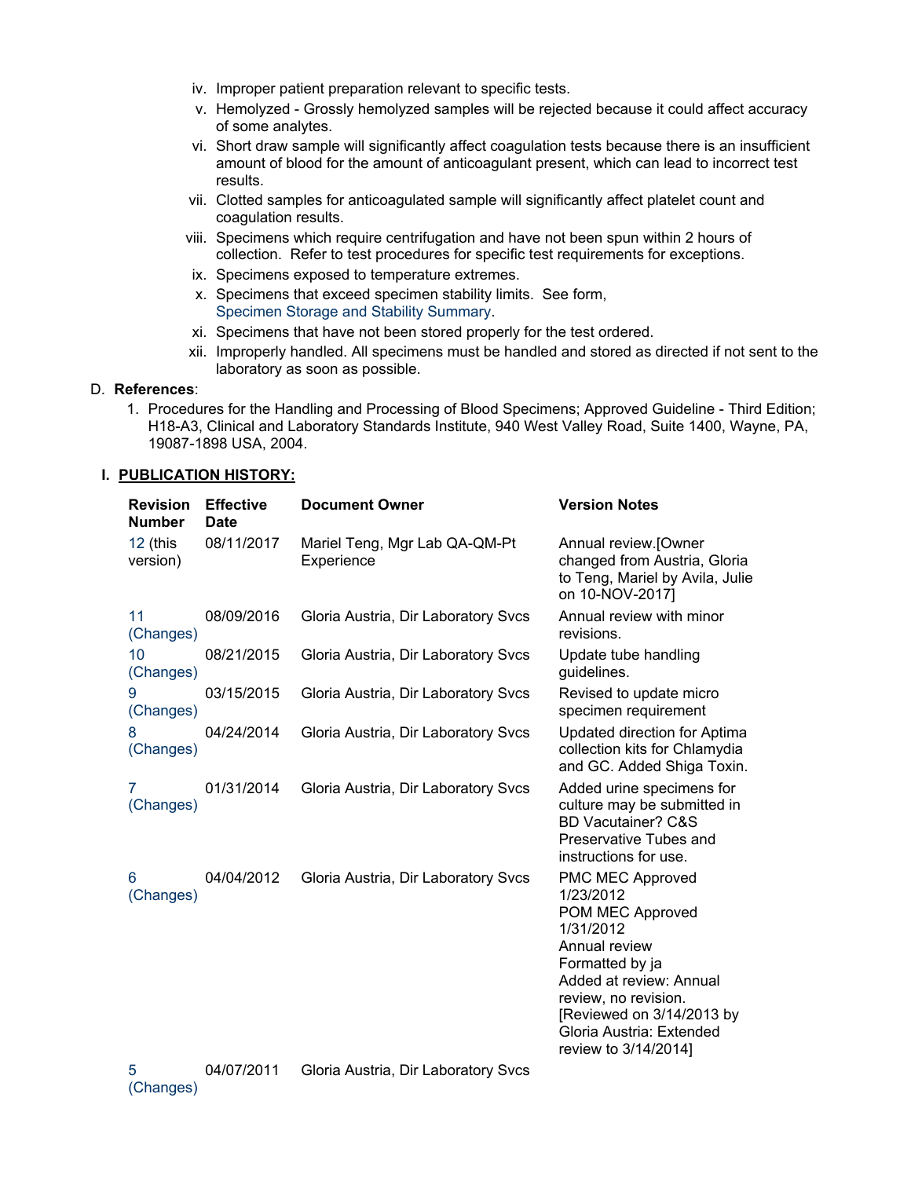iv. Improper patient preparation relevant to specific tests.
v. Hemolyzed - Grossly hemolyzed samples will be rejected because it could affect accuracy of some analytes.
vi. Short draw sample will significantly affect coagulation tests because there is an insufficient amount of blood for the amount of anticoagulant present, which can lead to incorrect test results.
vii. Clotted samples for anticoagulated sample will significantly affect platelet count and coagulation results.
viii. Specimens which require centrifugation and have not been spun within 2 hours of collection. Refer to test procedures for specific test requirements for exceptions.
ix. Specimens exposed to temperature extremes.
x. Specimens that exceed specimen stability limits. See form, Specimen Storage and Stability Summary.
xi. Specimens that have not been stored properly for the test ordered.
xii. Improperly handled. All specimens must be handled and stored as directed if not sent to the laboratory as soon as possible.

D. **References**:

1. Procedures for the Handling and Processing of Blood Specimens; Approved Guideline - Third Edition; H18-A3, Clinical and Laboratory Standards Institute, 940 West Valley Road, Suite 1400, Wayne, PA, 19087-1898 USA, 2004.

## I. PUBLICATION HISTORY:

| Revision Number | Effective Date | Document Owner | Version Notes |
|---|---|---|---|
| 12 (this version) | 08/11/2017 | Mariel Teng, Mgr Lab QA-QM-Pt Experience | Annual review.[Owner changed from Austria, Gloria to Teng, Mariel by Avila, Julie on 10-NOV-2017] |
| 11 (Changes) | 08/09/2016 | Gloria Austria, Dir Laboratory Svcs | Annual review with minor revisions. |
| 10 (Changes) | 08/21/2015 | Gloria Austria, Dir Laboratory Svcs | Update tube handling guidelines. |
| 9 (Changes) | 03/15/2015 | Gloria Austria, Dir Laboratory Svcs | Revised to update micro specimen requirement |
| 8 (Changes) | 04/24/2014 | Gloria Austria, Dir Laboratory Svcs | Updated direction for Aptima collection kits for Chlamydia and GC. Added Shiga Toxin. |
| 7 (Changes) | 01/31/2014 | Gloria Austria, Dir Laboratory Svcs | Added urine specimens for culture may be submitted in BD Vacutainer? C&S Preservative Tubes and instructions for use. |
| 6 (Changes) | 04/04/2012 | Gloria Austria, Dir Laboratory Svcs | PMC MEC Approved 1/23/2012 POM MEC Approved 1/31/2012 Annual review Formatted by ja Added at review: Annual review, no revision. [Reviewed on 3/14/2013 by Gloria Austria: Extended review to 3/14/2014] |
| 5 (Changes) | 04/07/2011 | Gloria Austria, Dir Laboratory Svcs | |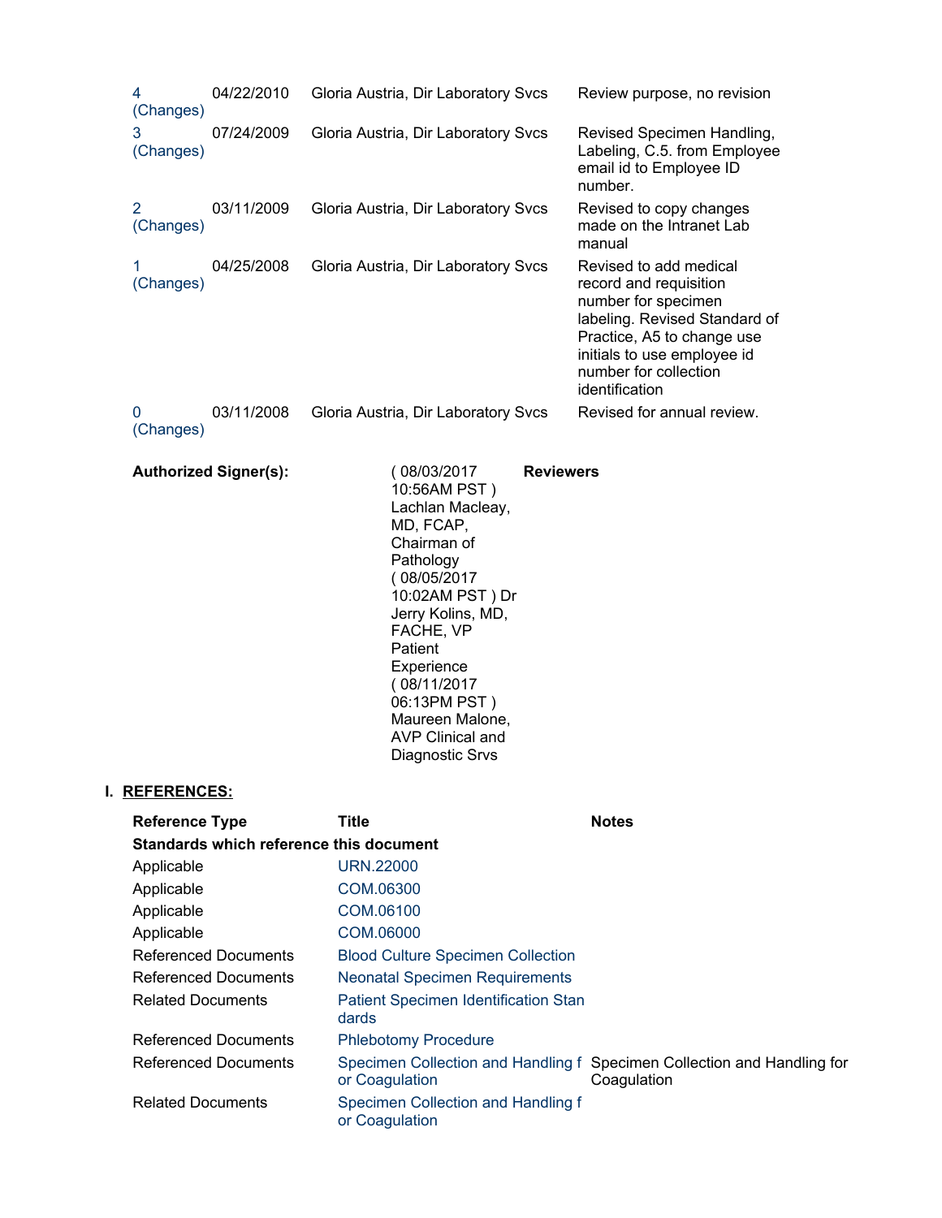| | | | |
|---|---|---|---|
| 4 (Changes) | 04/22/2010 | Gloria Austria, Dir Laboratory Svcs | Review purpose, no revision |
| 3 (Changes) | 07/24/2009 | Gloria Austria, Dir Laboratory Svcs | Revised Specimen Handling, Labeling, C.5. from Employee email id to Employee ID number. |
| 2 (Changes) | 03/11/2009 | Gloria Austria, Dir Laboratory Svcs | Revised to copy changes made on the Intranet Lab manual |
| 1 (Changes) | 04/25/2008 | Gloria Austria, Dir Laboratory Svcs | Revised to add medical record and requisition number for specimen labeling. Revised Standard of Practice, A5 to change use initials to use employee id number for collection identification |
| 0 (Changes) | 03/11/2008 | Gloria Austria, Dir Laboratory Svcs | Revised for annual review. |

**Authorized Signer(s):**

( 08/03/2017 10:56AM PST ) Lachlan Macleay, MD, FCAP, Chairman of Pathology
( 08/05/2017 10:02AM PST ) Dr Jerry Kolins, MD, FACHE, VP Patient Experience
( 08/11/2017 06:13PM PST ) Maureen Malone, AVP Clinical and Diagnostic Srvs

**Reviewers**

## I. REFERENCES:

| Reference Type | Title | Notes |
|---|---|---|
| **Standards which reference this document** | | |
| Applicable | URN.22000 | |
| Applicable | COM.06300 | |
| Applicable | COM.06100 | |
| Applicable | COM.06000 | |
| Referenced Documents | Blood Culture Specimen Collection | |
| Referenced Documents | Neonatal Specimen Requirements | |
| Related Documents | Patient Specimen Identification Standards | |
| Referenced Documents | Phlebotomy Procedure | |
| Referenced Documents | Specimen Collection and Handling for Coagulation | Specimen Collection and Handling for Coagulation |
| Related Documents | Specimen Collection and Handling for Coagulation | |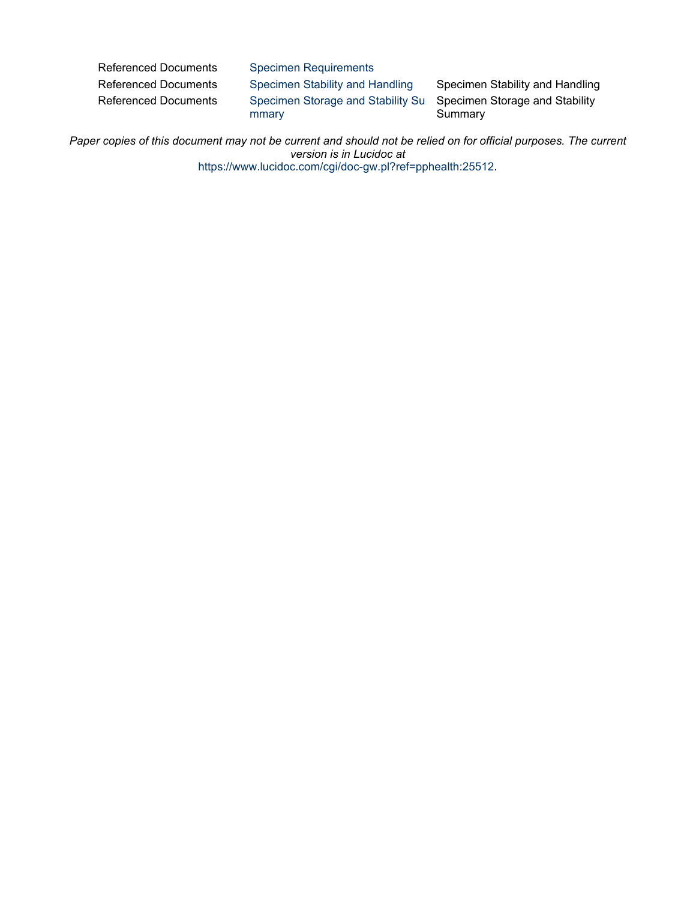| | | |
|---|---|---|
| Referenced Documents | Specimen Requirements | |
| Referenced Documents | Specimen Stability and Handling | Specimen Stability and Handling |
| Referenced Documents | Specimen Storage and Stability Summary | Specimen Storage and Stability Summary |

*Paper copies of this document may not be current and should not be relied on for official purposes. The current version is in Lucidoc at* https://www.lucidoc.com/cgi/doc-gw.pl?ref=pphealth:25512.